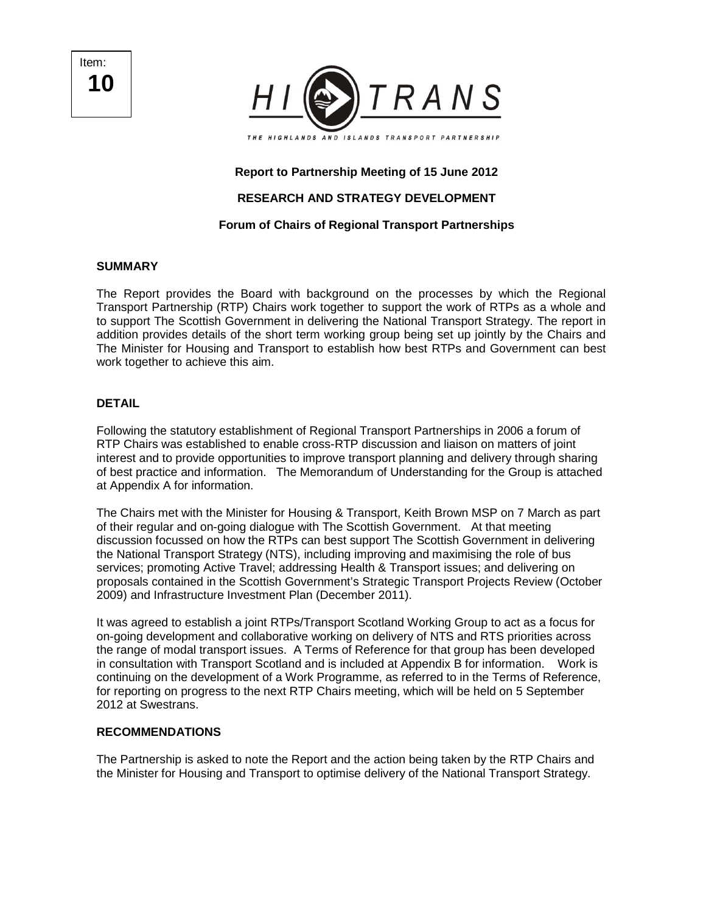Item:
**10**

HI TRANS

THE HIGHLANDS AND ISLANDS TRANSPORT PARTNERSHIP

**Report to Partnership Meeting of 15 June 2012**

**RESEARCH AND STRATEGY DEVELOPMENT**

**Forum of Chairs of Regional Transport Partnerships**

## SUMMARY

The Report provides the Board with background on the processes by which the Regional Transport Partnership (RTP) Chairs work together to support the work of RTPs as a whole and to support The Scottish Government in delivering the National Transport Strategy. The report in addition provides details of the short term working group being set up jointly by the Chairs and The Minister for Housing and Transport to establish how best RTPs and Government can best work together to achieve this aim.

## DETAIL

Following the statutory establishment of Regional Transport Partnerships in 2006 a forum of RTP Chairs was established to enable cross-RTP discussion and liaison on matters of joint interest and to provide opportunities to improve transport planning and delivery through sharing of best practice and information. The Memorandum of Understanding for the Group is attached at Appendix A for information.

The Chairs met with the Minister for Housing & Transport, Keith Brown MSP on 7 March as part of their regular and on-going dialogue with The Scottish Government. At that meeting discussion focussed on how the RTPs can best support The Scottish Government in delivering the National Transport Strategy (NTS), including improving and maximising the role of bus services; promoting Active Travel; addressing Health & Transport issues; and delivering on proposals contained in the Scottish Government's Strategic Transport Projects Review (October 2009) and Infrastructure Investment Plan (December 2011).

It was agreed to establish a joint RTPs/Transport Scotland Working Group to act as a focus for on-going development and collaborative working on delivery of NTS and RTS priorities across the range of modal transport issues. A Terms of Reference for that group has been developed in consultation with Transport Scotland and is included at Appendix B for information. Work is continuing on the development of a Work Programme, as referred to in the Terms of Reference, for reporting on progress to the next RTP Chairs meeting, which will be held on 5 September 2012 at Swestrans.

## RECOMMENDATIONS

The Partnership is asked to note the Report and the action being taken by the RTP Chairs and the Minister for Housing and Transport to optimise delivery of the National Transport Strategy.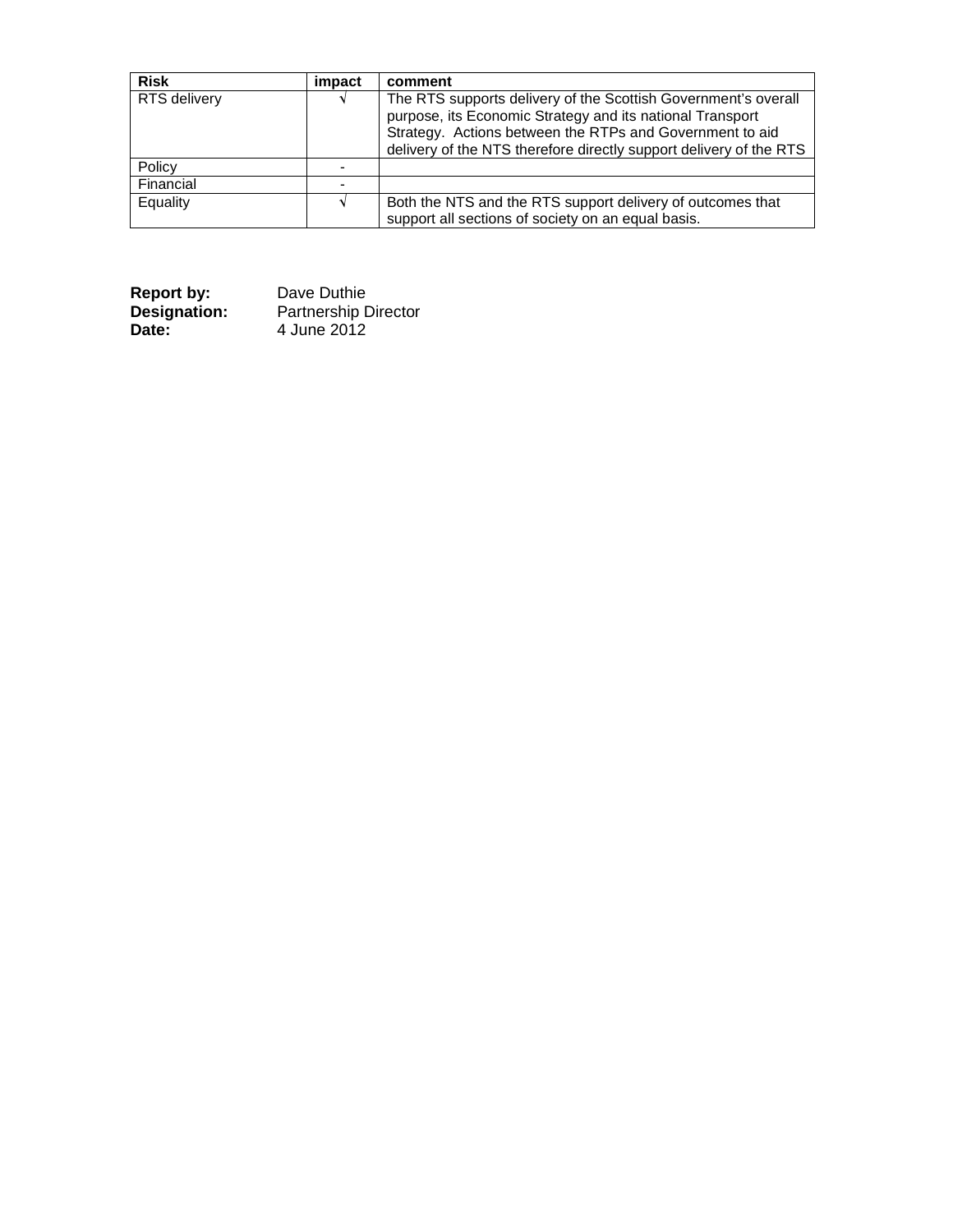| Risk | impact | comment |
|---|---|---|
| RTS delivery | √ | The RTS supports delivery of the Scottish Government's overall purpose, its Economic Strategy and its national Transport Strategy. Actions between the RTPs and Government to aid delivery of the NTS therefore directly support delivery of the RTS |
| Policy | - | |
| Financial | - | |
| Equality | √ | Both the NTS and the RTS support delivery of outcomes that support all sections of society on an equal basis. |

**Report by:** Dave Duthie
**Designation:** Partnership Director
**Date:** 4 June 2012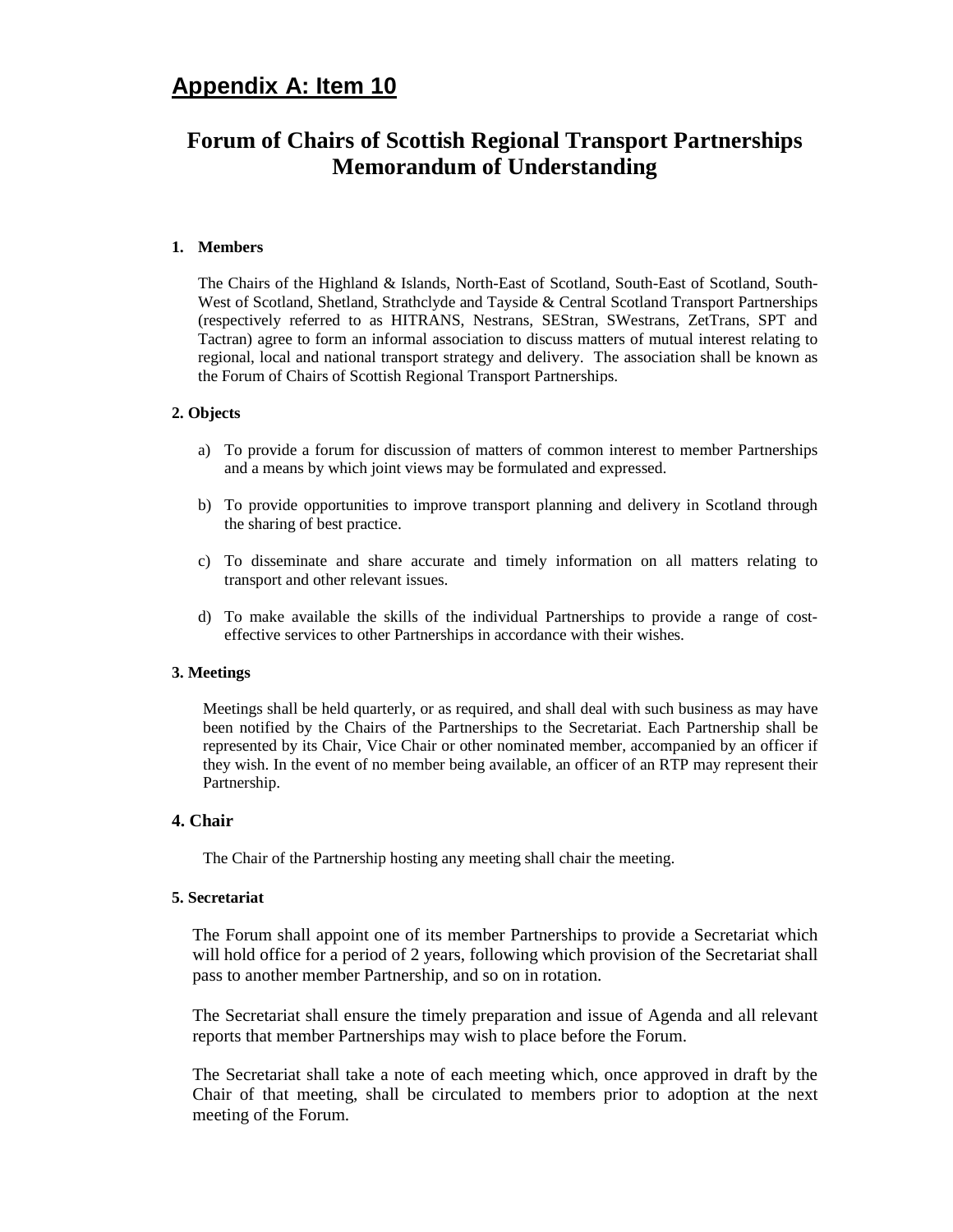# Appendix A: Item 10

## Forum of Chairs of Scottish Regional Transport Partnerships Memorandum of Understanding

### 1. Members

The Chairs of the Highland & Islands, North-East of Scotland, South-East of Scotland, South-West of Scotland, Shetland, Strathclyde and Tayside & Central Scotland Transport Partnerships (respectively referred to as HITRANS, Nestrans, SEStran, SWestrans, ZetTrans, SPT and Tactran) agree to form an informal association to discuss matters of mutual interest relating to regional, local and national transport strategy and delivery. The association shall be known as the Forum of Chairs of Scottish Regional Transport Partnerships.

### 2. Objects

a) To provide a forum for discussion of matters of common interest to member Partnerships and a means by which joint views may be formulated and expressed.

b) To provide opportunities to improve transport planning and delivery in Scotland through the sharing of best practice.

c) To disseminate and share accurate and timely information on all matters relating to transport and other relevant issues.

d) To make available the skills of the individual Partnerships to provide a range of cost-effective services to other Partnerships in accordance with their wishes.

### 3. Meetings

Meetings shall be held quarterly, or as required, and shall deal with such business as may have been notified by the Chairs of the Partnerships to the Secretariat. Each Partnership shall be represented by its Chair, Vice Chair or other nominated member, accompanied by an officer if they wish. In the event of no member being available, an officer of an RTP may represent their Partnership.

### 4. Chair

The Chair of the Partnership hosting any meeting shall chair the meeting.

### 5. Secretariat

The Forum shall appoint one of its member Partnerships to provide a Secretariat which will hold office for a period of 2 years, following which provision of the Secretariat shall pass to another member Partnership, and so on in rotation.

The Secretariat shall ensure the timely preparation and issue of Agenda and all relevant reports that member Partnerships may wish to place before the Forum.

The Secretariat shall take a note of each meeting which, once approved in draft by the Chair of that meeting, shall be circulated to members prior to adoption at the next meeting of the Forum.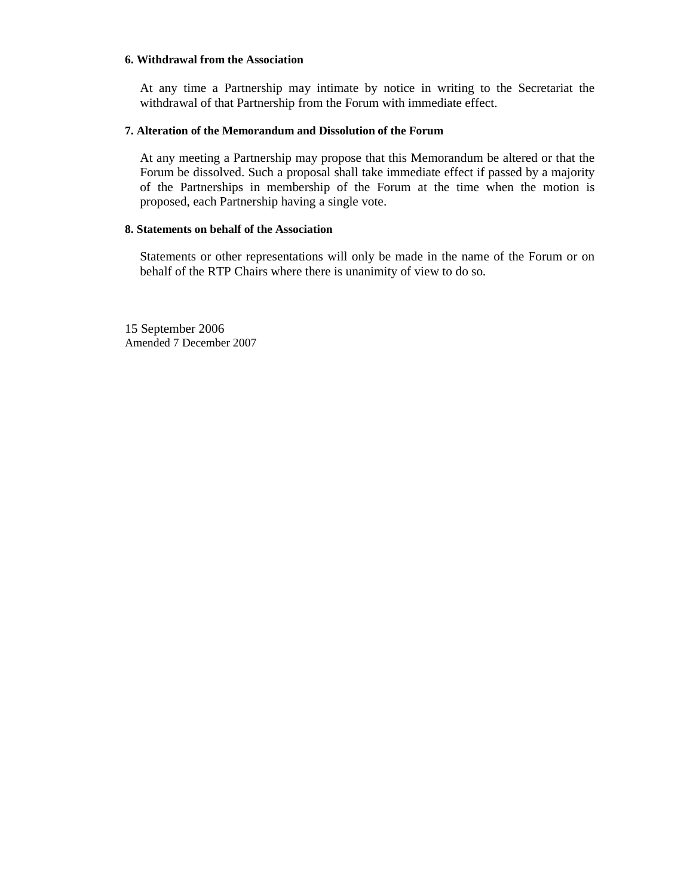**6. Withdrawal from the Association**

At any time a Partnership may intimate by notice in writing to the Secretariat the withdrawal of that Partnership from the Forum with immediate effect.

**7. Alteration of the Memorandum and Dissolution of the Forum**

At any meeting a Partnership may propose that this Memorandum be altered or that the Forum be dissolved. Such a proposal shall take immediate effect if passed by a majority of the Partnerships in membership of the Forum at the time when the motion is proposed, each Partnership having a single vote.

**8. Statements on behalf of the Association**

Statements or other representations will only be made in the name of the Forum or on behalf of the RTP Chairs where there is unanimity of view to do so.

15 September 2006
Amended 7 December 2007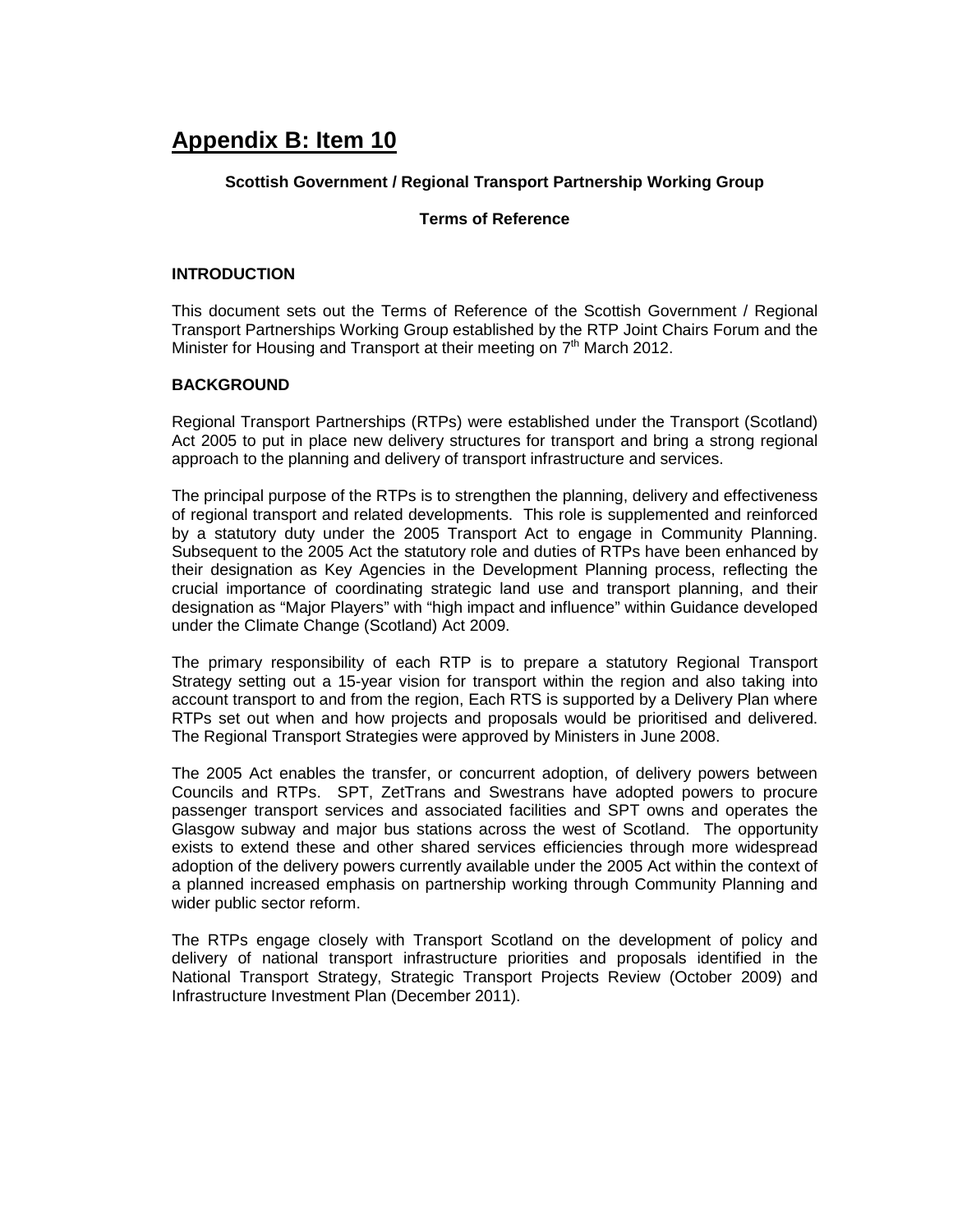# Appendix B: Item 10

**Scottish Government / Regional Transport Partnership Working Group**

**Terms of Reference**

## INTRODUCTION

This document sets out the Terms of Reference of the Scottish Government / Regional Transport Partnerships Working Group established by the RTP Joint Chairs Forum and the Minister for Housing and Transport at their meeting on 7th March 2012.

## BACKGROUND

Regional Transport Partnerships (RTPs) were established under the Transport (Scotland) Act 2005 to put in place new delivery structures for transport and bring a strong regional approach to the planning and delivery of transport infrastructure and services.

The principal purpose of the RTPs is to strengthen the planning, delivery and effectiveness of regional transport and related developments. This role is supplemented and reinforced by a statutory duty under the 2005 Transport Act to engage in Community Planning. Subsequent to the 2005 Act the statutory role and duties of RTPs have been enhanced by their designation as Key Agencies in the Development Planning process, reflecting the crucial importance of coordinating strategic land use and transport planning, and their designation as "Major Players" with "high impact and influence" within Guidance developed under the Climate Change (Scotland) Act 2009.

The primary responsibility of each RTP is to prepare a statutory Regional Transport Strategy setting out a 15-year vision for transport within the region and also taking into account transport to and from the region, Each RTS is supported by a Delivery Plan where RTPs set out when and how projects and proposals would be prioritised and delivered. The Regional Transport Strategies were approved by Ministers in June 2008.

The 2005 Act enables the transfer, or concurrent adoption, of delivery powers between Councils and RTPs. SPT, ZetTrans and Swestrans have adopted powers to procure passenger transport services and associated facilities and SPT owns and operates the Glasgow subway and major bus stations across the west of Scotland. The opportunity exists to extend these and other shared services efficiencies through more widespread adoption of the delivery powers currently available under the 2005 Act within the context of a planned increased emphasis on partnership working through Community Planning and wider public sector reform.

The RTPs engage closely with Transport Scotland on the development of policy and delivery of national transport infrastructure priorities and proposals identified in the National Transport Strategy, Strategic Transport Projects Review (October 2009) and Infrastructure Investment Plan (December 2011).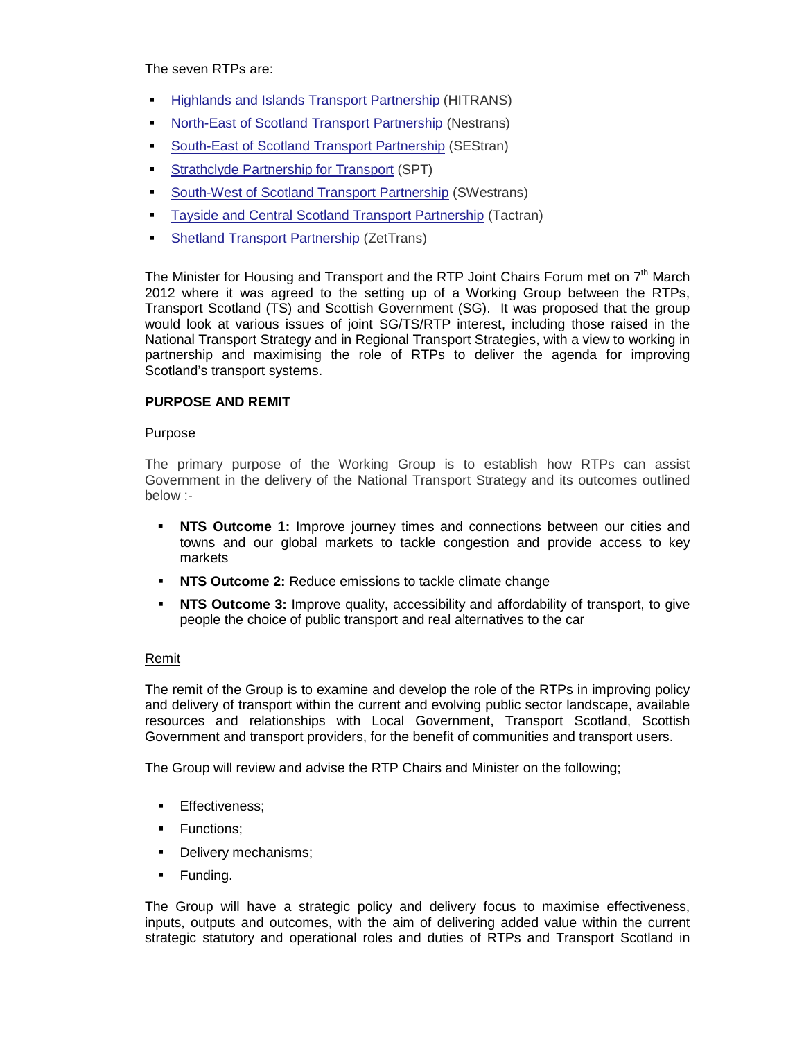The seven RTPs are:

- Highlands and Islands Transport Partnership (HITRANS)
- North-East of Scotland Transport Partnership (Nestrans)
- South-East of Scotland Transport Partnership (SEStran)
- Strathclyde Partnership for Transport (SPT)
- South-West of Scotland Transport Partnership (SWestrans)
- Tayside and Central Scotland Transport Partnership (Tactran)
- Shetland Transport Partnership (ZetTrans)

The Minister for Housing and Transport and the RTP Joint Chairs Forum met on 7th March 2012 where it was agreed to the setting up of a Working Group between the RTPs, Transport Scotland (TS) and Scottish Government (SG). It was proposed that the group would look at various issues of joint SG/TS/RTP interest, including those raised in the National Transport Strategy and in Regional Transport Strategies, with a view to working in partnership and maximising the role of RTPs to deliver the agenda for improving Scotland's transport systems.

**PURPOSE AND REMIT**

Purpose

The primary purpose of the Working Group is to establish how RTPs can assist Government in the delivery of the National Transport Strategy and its outcomes outlined below :-

- **NTS Outcome 1:** Improve journey times and connections between our cities and towns and our global markets to tackle congestion and provide access to key markets
- **NTS Outcome 2:** Reduce emissions to tackle climate change
- **NTS Outcome 3:** Improve quality, accessibility and affordability of transport, to give people the choice of public transport and real alternatives to the car

Remit

The remit of the Group is to examine and develop the role of the RTPs in improving policy and delivery of transport within the current and evolving public sector landscape, available resources and relationships with Local Government, Transport Scotland, Scottish Government and transport providers, for the benefit of communities and transport users.

The Group will review and advise the RTP Chairs and Minister on the following;

- Effectiveness;
- Functions;
- Delivery mechanisms;
- Funding.

The Group will have a strategic policy and delivery focus to maximise effectiveness, inputs, outputs and outcomes, with the aim of delivering added value within the current strategic statutory and operational roles and duties of RTPs and Transport Scotland in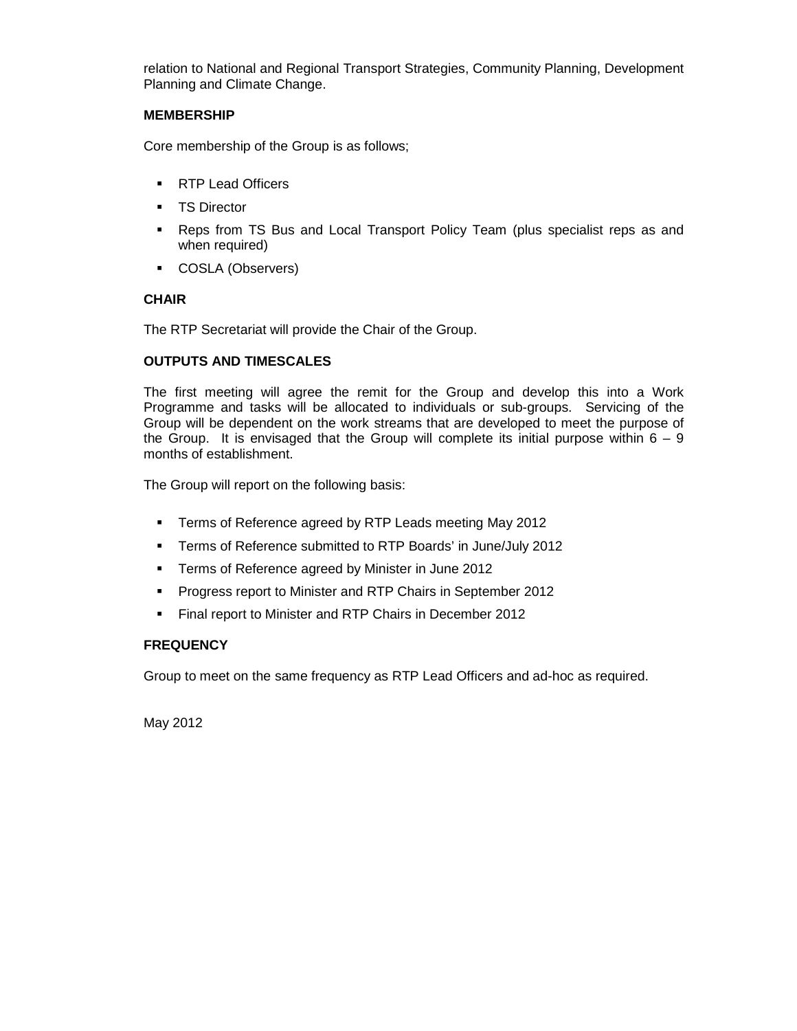relation to National and Regional Transport Strategies, Community Planning, Development Planning and Climate Change.

**MEMBERSHIP**

Core membership of the Group is as follows;

- RTP Lead Officers
- TS Director
- Reps from TS Bus and Local Transport Policy Team (plus specialist reps as and when required)
- COSLA (Observers)

**CHAIR**

The RTP Secretariat will provide the Chair of the Group.

**OUTPUTS AND TIMESCALES**

The first meeting will agree the remit for the Group and develop this into a Work Programme and tasks will be allocated to individuals or sub-groups. Servicing of the Group will be dependent on the work streams that are developed to meet the purpose of the Group. It is envisaged that the Group will complete its initial purpose within 6 – 9 months of establishment.

The Group will report on the following basis:

- Terms of Reference agreed by RTP Leads meeting May 2012
- Terms of Reference submitted to RTP Boards' in June/July 2012
- Terms of Reference agreed by Minister in June 2012
- Progress report to Minister and RTP Chairs in September 2012
- Final report to Minister and RTP Chairs in December 2012

**FREQUENCY**

Group to meet on the same frequency as RTP Lead Officers and ad-hoc as required.

May 2012